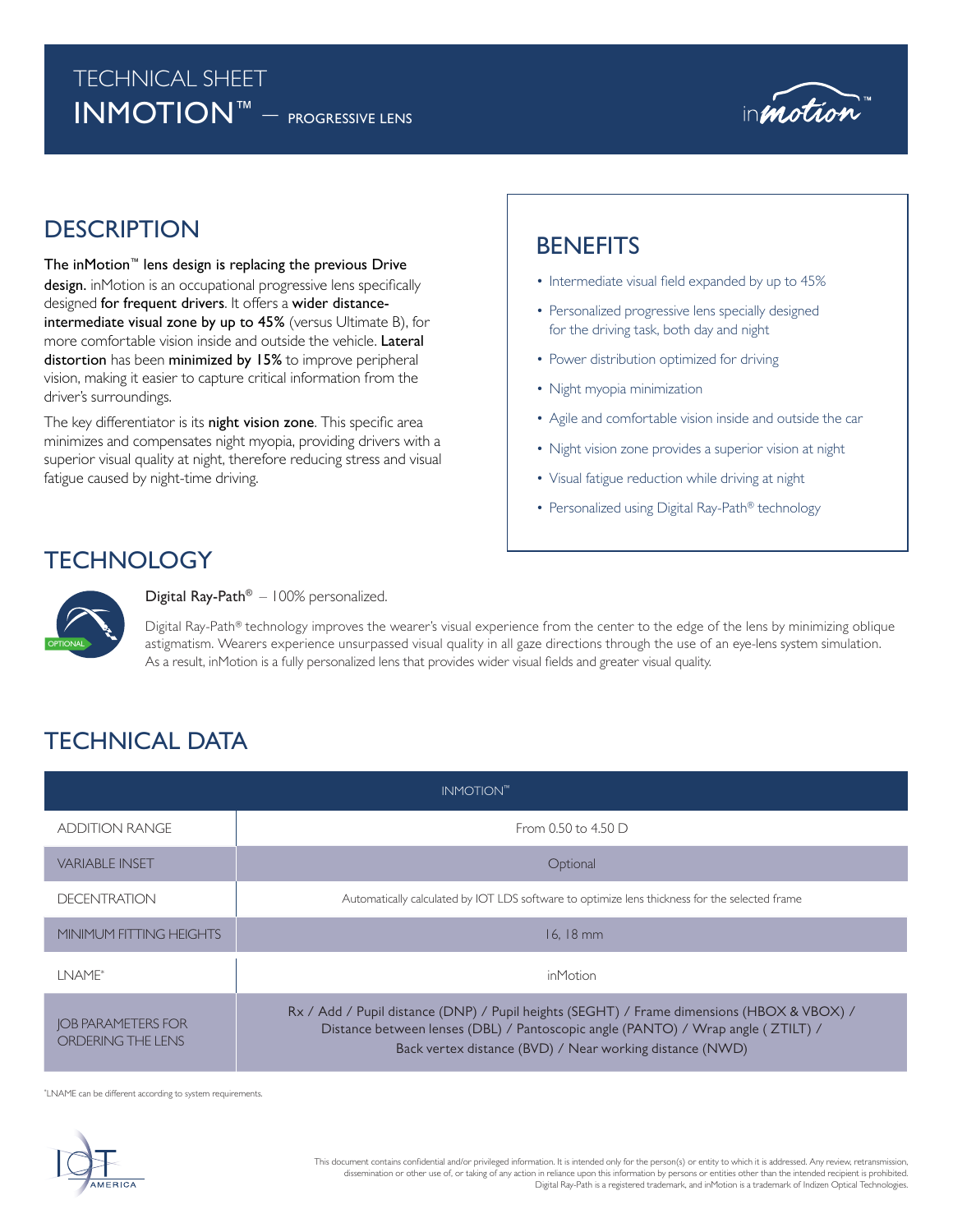# TECHNICAL SHEET
# INMOTION™ — PROGRESSIVE LENS

## DESCRIPTION

**The inMotion™ lens design is replacing the previous Drive design.** inMotion is an occupational progressive lens specifically designed **for frequent drivers**. It offers a **wider distance-intermediate visual zone by up to 45%** (versus Ultimate B), for more comfortable vision inside and outside the vehicle. **Lateral distortion** has been **minimized by 15%** to improve peripheral vision, making it easier to capture critical information from the driver's surroundings.

The key differentiator is its **night vision zone**. This specific area minimizes and compensates night myopia, providing drivers with a superior visual quality at night, therefore reducing stress and visual fatigue caused by night-time driving.

## BENEFITS

- Intermediate visual field expanded by up to 45%
- Personalized progressive lens specially designed for the driving task, both day and night
- Power distribution optimized for driving
- Night myopia minimization
- Agile and comfortable vision inside and outside the car
- Night vision zone provides a superior vision at night
- Visual fatigue reduction while driving at night
- Personalized using Digital Ray-Path® technology

## TECHNOLOGY

OPTIONAL

**Digital Ray-Path®** — 100% personalized.

Digital Ray-Path® technology improves the wearer's visual experience from the center to the edge of the lens by minimizing oblique astigmatism. Wearers experience unsurpassed visual quality in all gaze directions through the use of an eye-lens system simulation. As a result, inMotion is a fully personalized lens that provides wider visual fields and greater visual quality.

## TECHNICAL DATA

| | INMOTION™ |
|---|---|
| ADDITION RANGE | From 0.50 to 4.50 D |
| VARIABLE INSET | Optional |
| DECENTRATION | Automatically calculated by IOT LDS software to optimize lens thickness for the selected frame |
| MINIMUM FITTING HEIGHTS | 16, 18 mm |
| LNAME* | inMotion |
| JOB PARAMETERS FOR ORDERING THE LENS | Rx / Add / Pupil distance (DNP) / Pupil heights (SEGHT) / Frame dimensions (HBOX & VBOX) / Distance between lenses (DBL) / Pantoscopic angle (PANTO) / Wrap angle ( ZTILT) / Back vertex distance (BVD) / Near working distance (NWD) |

*LNAME can be different according to system requirements.

This document contains confidential and/or privileged information. It is intended only for the person(s) or entity to which it is addressed. Any review, retransmission, dissemination or other use of, or taking of any action in reliance upon this information by persons or entities other than the intended recipient is prohibited. Digital Ray-Path is a registered trademark, and inMotion is a trademark of Indizen Optical Technologies.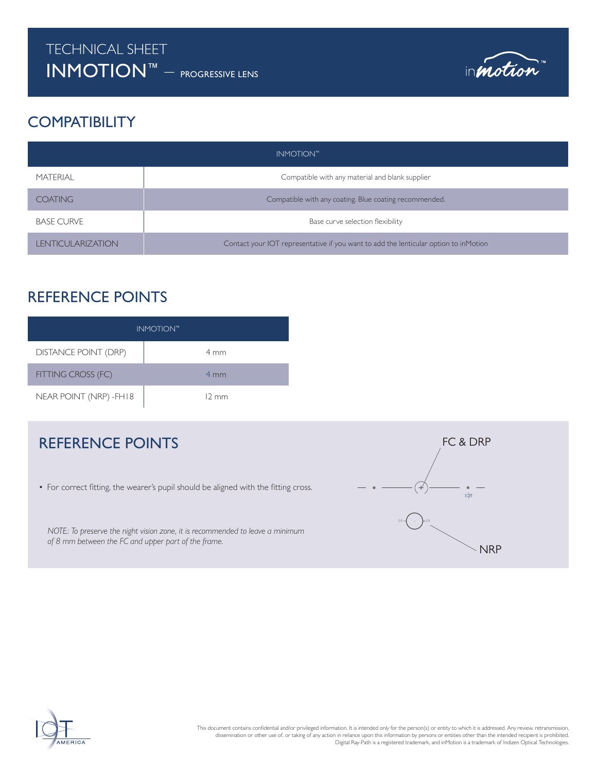# TECHNICAL SHEET

# INMOTION™ — PROGRESSIVE LENS

## COMPATIBILITY

| | INMOTION™ |
|---|---|
| MATERIAL | Compatible with any material and blank supplier |
| COATING | Compatible with any coating. Blue coating recommended. |
| BASE CURVE | Base curve selection flexibility |
| LENTICULARIZATION | Contact your IOT representative if you want to add the lenticular option to inMotion |

## REFERENCE POINTS

| | INMOTION™ |
|---|---|
| DISTANCE POINT (DRP) | 4 mm |
| FITTING CROSS (FC) | 4 mm |
| NEAR POINT (NRP) -FH18 | 12 mm |

## REFERENCE POINTS

- For correct fitting, the wearer's pupil should be aligned with the fitting cross.

*NOTE: To preserve the night vision zone, it is recommended to leave a minimum of 8 mm between the FC and upper part of the frame.*

FC & DRP

IOT

18 18

NRP

This document contains confidential and/or privileged information. It is intended only for the person(s) or entity to which it is addressed. Any review, retransmission, dissemination or other use of, or taking of any action in reliance upon this information by persons or entities other than the intended recipient is prohibited. Digital Ray-Path is a registered trademark, and inMotion is a trademark of Indizen Optical Technologies.